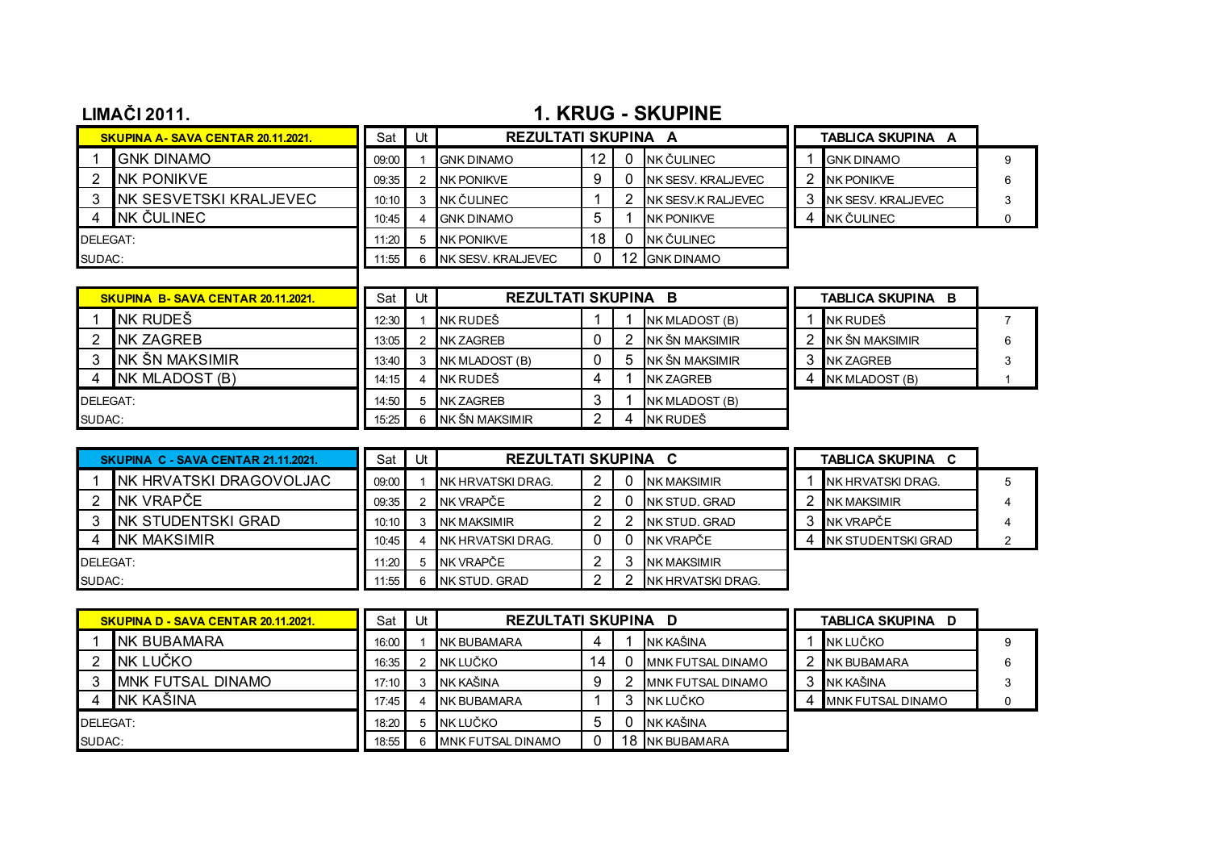**LIMAČI 2011.**

# 1. KRUG - SKUPINE

| SKUPINA A- SAVA CENTAR 20.11.2021. | |
|---|---|
| 1 | GNK DINAMO |
| 2 | NK PONIKVE |
| 3 | NK SESVETSKI KRALJEVEC |
| 4 | NK ČULINEC |
| DELEGAT: | |
| SUDAC: | |

| Sat | Ut | REZULTATI SKUPINA A | | | |
|---|---|---|---|---|---|
| 09:00 | 1 | GNK DINAMO | 12 | 0 | NK ČULINEC |
| 09:35 | 2 | NK PONIKVE | 9 | 0 | NK SESV. KRALJEVEC |
| 10:10 | 3 | NK ČULINEC | 1 | 2 | NK SESV.K RALJEVEC |
| 10:45 | 4 | GNK DINAMO | 5 | 1 | NK PONIKVE |
| 11:20 | 5 | NK PONIKVE | 18 | 0 | NK ČULINEC |
| 11:55 | 6 | NK SESV. KRALJEVEC | 0 | 12 | GNK DINAMO |

| TABLICA SKUPINA A | | |
|---|---|---|
| 1 | GNK DINAMO | 9 |
| 2 | NK PONIKVE | 6 |
| 3 | NK SESV. KRALJEVEC | 3 |
| 4 | NK ČULINEC | 0 |

| SKUPINA B- SAVA CENTAR 20.11.2021. | |
|---|---|
| 1 | NK RUDEŠ |
| 2 | NK ZAGREB |
| 3 | NK ŠN MAKSIMIR |
| 4 | NK MLADOST (B) |
| DELEGAT: | |
| SUDAC: | |

| Sat | Ut | REZULTATI SKUPINA B | | | |
|---|---|---|---|---|---|
| 12:30 | 1 | NK RUDEŠ | 1 | 1 | NK MLADOST (B) |
| 13:05 | 2 | NK ZAGREB | 0 | 2 | NK ŠN MAKSIMIR |
| 13:40 | 3 | NK MLADOST (B) | 0 | 5 | NK ŠN MAKSIMIR |
| 14:15 | 4 | NK RUDEŠ | 4 | 1 | NK ZAGREB |
| 14:50 | 5 | NK ZAGREB | 3 | 1 | NK MLADOST (B) |
| 15:25 | 6 | NK ŠN MAKSIMIR | 2 | 4 | NK RUDEŠ |

| TABLICA SKUPINA B | | |
|---|---|---|
| 1 | NK RUDEŠ | 7 |
| 2 | NK ŠN MAKSIMIR | 6 |
| 3 | NK ZAGREB | 3 |
| 4 | NK MLADOST (B) | 1 |

| SKUPINA C - SAVA CENTAR 21.11.2021. | |
|---|---|
| 1 | NK HRVATSKI DRAGOVOLJAC |
| 2 | NK VRAPČE |
| 3 | NK STUDENTSKI GRAD |
| 4 | NK MAKSIMIR |
| DELEGAT: | |
| SUDAC: | |

| Sat | Ut | REZULTATI SKUPINA C | | | |
|---|---|---|---|---|---|
| 09:00 | 1 | NK HRVATSKI DRAG. | 2 | 0 | NK MAKSIMIR |
| 09:35 | 2 | NK VRAPČE | 2 | 0 | NK STUD. GRAD |
| 10:10 | 3 | NK MAKSIMIR | 2 | 2 | NK STUD. GRAD |
| 10:45 | 4 | NK HRVATSKI DRAG. | 0 | 0 | NK VRAPČE |
| 11:20 | 5 | NK VRAPČE | 2 | 3 | NK MAKSIMIR |
| 11:55 | 6 | NK STUD. GRAD | 2 | 2 | NK HRVATSKI DRAG. |

| TABLICA SKUPINA C | | |
|---|---|---|
| 1 | NK HRVATSKI DRAG. | 5 |
| 2 | NK MAKSIMIR | 4 |
| 3 | NK VRAPČE | 4 |
| 4 | NK STUDENTSKI GRAD | 2 |

| SKUPINA D - SAVA CENTAR 20.11.2021. | |
|---|---|
| 1 | NK BUBAMARA |
| 2 | NK LUČKO |
| 3 | MNK FUTSAL DINAMO |
| 4 | NK KAŠINA |
| DELEGAT: | |
| SUDAC: | |

| Sat | Ut | REZULTATI SKUPINA D | | | |
|---|---|---|---|---|---|
| 16:00 | 1 | NK BUBAMARA | 4 | 1 | NK KAŠINA |
| 16:35 | 2 | NK LUČKO | 14 | 0 | MNK FUTSAL DINAMO |
| 17:10 | 3 | NK KAŠINA | 9 | 2 | MNK FUTSAL DINAMO |
| 17:45 | 4 | NK BUBAMARA | 1 | 3 | NK LUČKO |
| 18:20 | 5 | NK LUČKO | 5 | 0 | NK KAŠINA |
| 18:55 | 6 | MNK FUTSAL DINAMO | 0 | 18 | NK BUBAMARA |

| TABLICA SKUPINA D | | |
|---|---|---|
| 1 | NK LUČKO | 9 |
| 2 | NK BUBAMARA | 6 |
| 3 | NK KAŠINA | 3 |
| 4 | MNK FUTSAL DINAMO | 0 |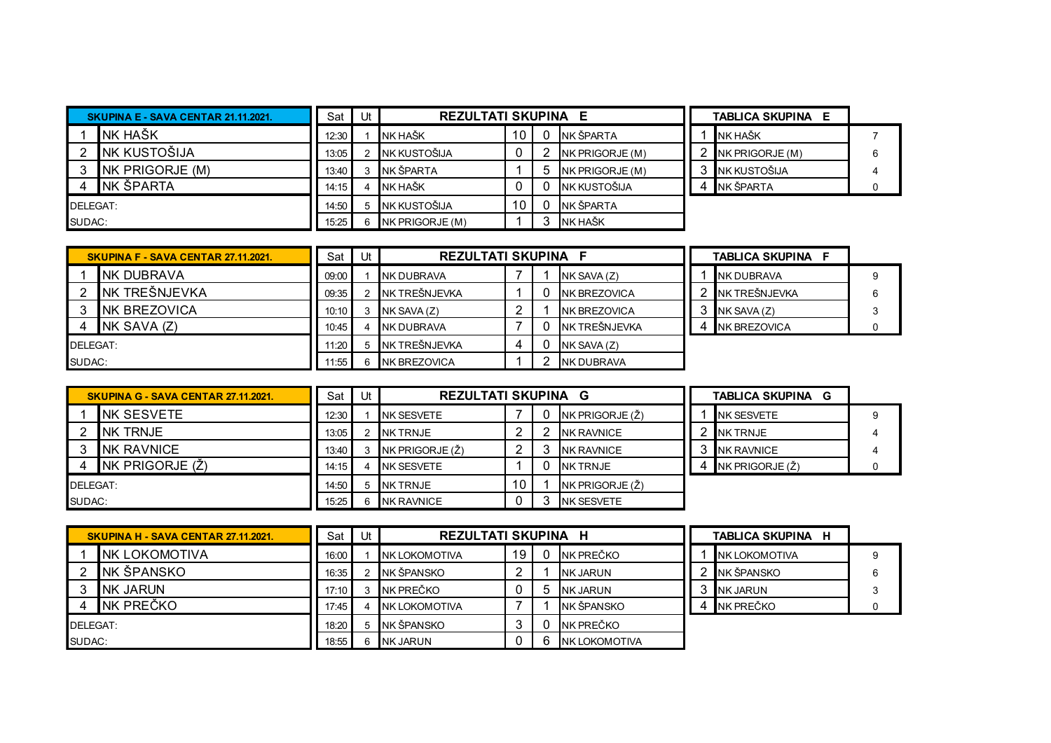| SKUPINA E - SAVA CENTAR 21.11.2021. | |
|---|---|
| 1 | NK HAŠK |
| 2 | NK KUSTOŠIJA |
| 3 | NK PRIGORJE (M) |
| 4 | NK ŠPARTA |
| DELEGAT: | |
| SUDAC: | |

| Sat | Ut | REZULTATI SKUPINA E | | | |
|---|---|---|---|---|---|
| 12:30 | 1 | NK HAŠK | 10 | 0 | NK ŠPARTA |
| 13:05 | 2 | NK KUSTOŠIJA | 0 | 2 | NK PRIGORJE (M) |
| 13:40 | 3 | NK ŠPARTA | 1 | 5 | NK PRIGORJE (M) |
| 14:15 | 4 | NK HAŠK | 0 | 0 | NK KUSTOŠIJA |
| 14:50 | 5 | NK KUSTOŠIJA | 10 | 0 | NK ŠPARTA |
| 15:25 | 6 | NK PRIGORJE (M) | 1 | 3 | NK HAŠK |

| TABLICA SKUPINA E | | |
|---|---|---|
| 1 | NK HAŠK | 7 |
| 2 | NK PRIGORJE (M) | 6 |
| 3 | NK KUSTOŠIJA | 4 |
| 4 | NK ŠPARTA | 0 |

| SKUPINA F - SAVA CENTAR 27.11.2021. | |
|---|---|
| 1 | NK DUBRAVA |
| 2 | NK TREŠNJEVKA |
| 3 | NK BREZOVICA |
| 4 | NK SAVA (Z) |
| DELEGAT: | |
| SUDAC: | |

| Sat | Ut | REZULTATI SKUPINA F | | | |
|---|---|---|---|---|---|
| 09:00 | 1 | NK DUBRAVA | 7 | 1 | NK SAVA (Z) |
| 09:35 | 2 | NK TREŠNJEVKA | 1 | 0 | NK BREZOVICA |
| 10:10 | 3 | NK SAVA (Z) | 2 | 1 | NK BREZOVICA |
| 10:45 | 4 | NK DUBRAVA | 7 | 0 | NK TREŠNJEVKA |
| 11:20 | 5 | NK TREŠNJEVKA | 4 | 0 | NK SAVA (Z) |
| 11:55 | 6 | NK BREZOVICA | 1 | 2 | NK DUBRAVA |

| TABLICA SKUPINA F | | |
|---|---|---|
| 1 | NK DUBRAVA | 9 |
| 2 | NK TREŠNJEVKA | 6 |
| 3 | NK SAVA (Z) | 3 |
| 4 | NK BREZOVICA | 0 |

| SKUPINA G - SAVA CENTAR 27.11.2021. | |
|---|---|
| 1 | NK SESVETE |
| 2 | NK TRNJE |
| 3 | NK RAVNICE |
| 4 | NK PRIGORJE (Ž) |
| DELEGAT: | |
| SUDAC: | |

| Sat | Ut | REZULTATI SKUPINA G | | | |
|---|---|---|---|---|---|
| 12:30 | 1 | NK SESVETE | 7 | 0 | NK PRIGORJE (Ž) |
| 13:05 | 2 | NK TRNJE | 2 | 2 | NK RAVNICE |
| 13:40 | 3 | NK PRIGORJE (Ž) | 2 | 3 | NK RAVNICE |
| 14:15 | 4 | NK SESVETE | 1 | 0 | NK TRNJE |
| 14:50 | 5 | NK TRNJE | 10 | 1 | NK PRIGORJE (Ž) |
| 15:25 | 6 | NK RAVNICE | 0 | 3 | NK SESVETE |

| TABLICA SKUPINA G | | |
|---|---|---|
| 1 | NK SESVETE | 9 |
| 2 | NK TRNJE | 4 |
| 3 | NK RAVNICE | 4 |
| 4 | NK PRIGORJE (Ž) | 0 |

| SKUPINA H - SAVA CENTAR 27.11.2021. | |
|---|---|
| 1 | NK LOKOMOTIVA |
| 2 | NK ŠPANSKO |
| 3 | NK JARUN |
| 4 | NK PREČKO |
| DELEGAT: | |
| SUDAC: | |

| Sat | Ut | REZULTATI SKUPINA H | | | |
|---|---|---|---|---|---|
| 16:00 | 1 | NK LOKOMOTIVA | 19 | 0 | NK PREČKO |
| 16:35 | 2 | NK ŠPANSKO | 2 | 1 | NK JARUN |
| 17:10 | 3 | NK PREČKO | 0 | 5 | NK JARUN |
| 17:45 | 4 | NK LOKOMOTIVA | 7 | 1 | NK ŠPANSKO |
| 18:20 | 5 | NK ŠPANSKO | 3 | 0 | NK PREČKO |
| 18:55 | 6 | NK JARUN | 0 | 6 | NK LOKOMOTIVA |

| TABLICA SKUPINA H | | |
|---|---|---|
| 1 | NK LOKOMOTIVA | 9 |
| 2 | NK ŠPANSKO | 6 |
| 3 | NK JARUN | 3 |
| 4 | NK PREČKO | 0 |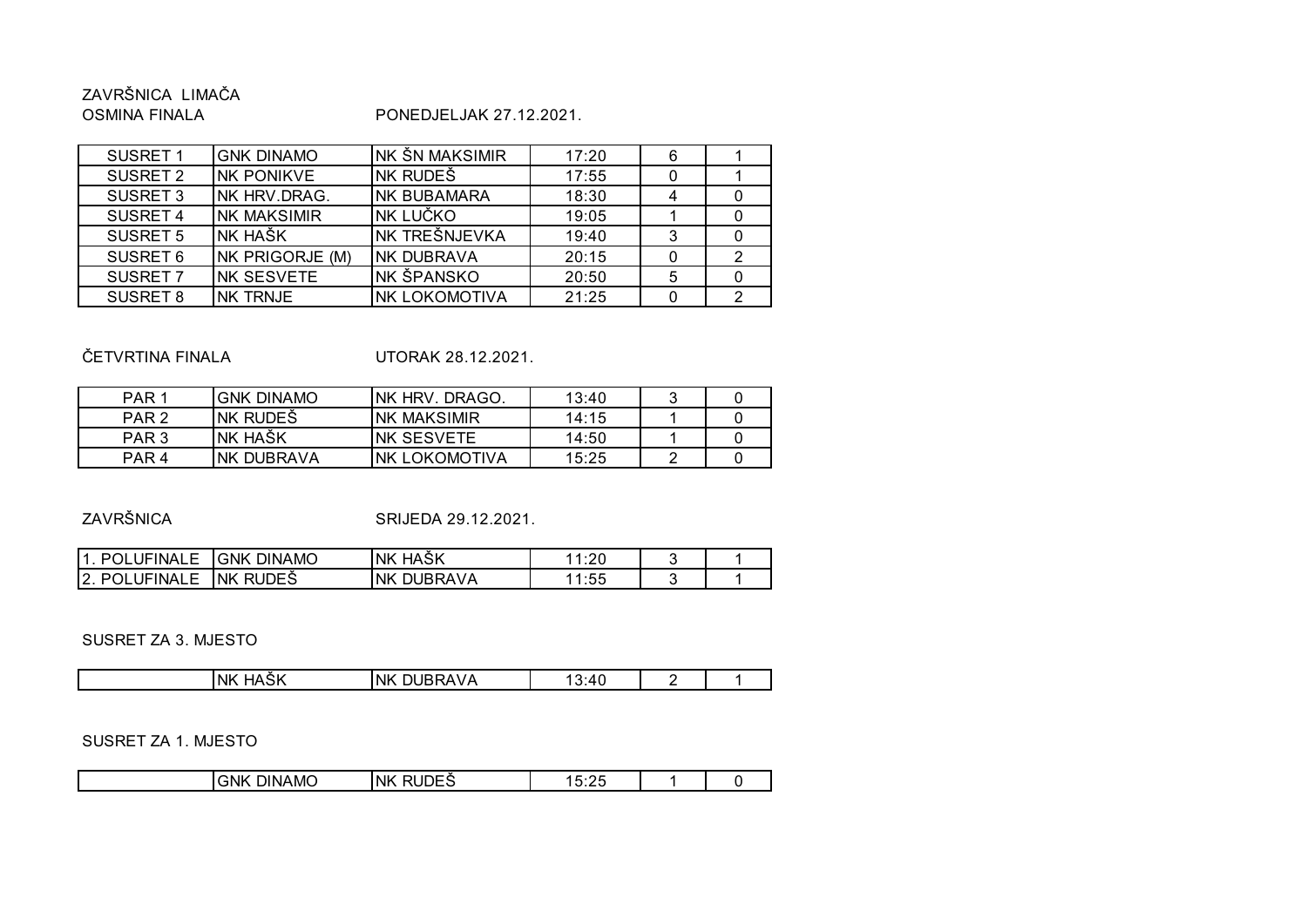ZAVRŠNICA LIMAČA

OSMINA FINALA PONEDJELJAK 27.12.2021.

| | | | | | |
|---|---|---|---|---|---|
| SUSRET 1 | GNK DINAMO | NK ŠN MAKSIMIR | 17:20 | 6 | 1 |
| SUSRET 2 | NK PONIKVE | NK RUDEŠ | 17:55 | 0 | 1 |
| SUSRET 3 | NK HRV.DRAG. | NK BUBAMARA | 18:30 | 4 | 0 |
| SUSRET 4 | NK MAKSIMIR | NK LUČKO | 19:05 | 1 | 0 |
| SUSRET 5 | NK HAŠK | NK TREŠNJEVKA | 19:40 | 3 | 0 |
| SUSRET 6 | NK PRIGORJE (M) | NK DUBRAVA | 20:15 | 0 | 2 |
| SUSRET 7 | NK SESVETE | NK ŠPANSKO | 20:50 | 5 | 0 |
| SUSRET 8 | NK TRNJE | NK LOKOMOTIVA | 21:25 | 0 | 2 |

ČETVRTINA FINALA UTORAK 28.12.2021.

| | | | | | |
|---|---|---|---|---|---|
| PAR 1 | GNK DINAMO | NK HRV. DRAGO. | 13:40 | 3 | 0 |
| PAR 2 | NK RUDEŠ | NK MAKSIMIR | 14:15 | 1 | 0 |
| PAR 3 | NK HAŠK | NK SESVETE | 14:50 | 1 | 0 |
| PAR 4 | NK DUBRAVA | NK LOKOMOTIVA | 15:25 | 2 | 0 |

ZAVRŠNICA SRIJEDA 29.12.2021.

| | | | | | |
|---|---|---|---|---|---|
| 1. POLUFINALE | GNK DINAMO | NK HAŠK | 11:20 | 3 | 1 |
| 2. POLUFINALE | NK RUDEŠ | NK DUBRAVA | 11:55 | 3 | 1 |

SUSRET ZA 3. MJESTO

| | | | | | |
|---|---|---|---|---|---|
| | NK HAŠK | NK DUBRAVA | 13:40 | 2 | 1 |

SUSRET ZA 1. MJESTO

| | | | | | |
|---|---|---|---|---|---|
| | GNK DINAMO | NK RUDEŠ | 15:25 | 1 | 0 |